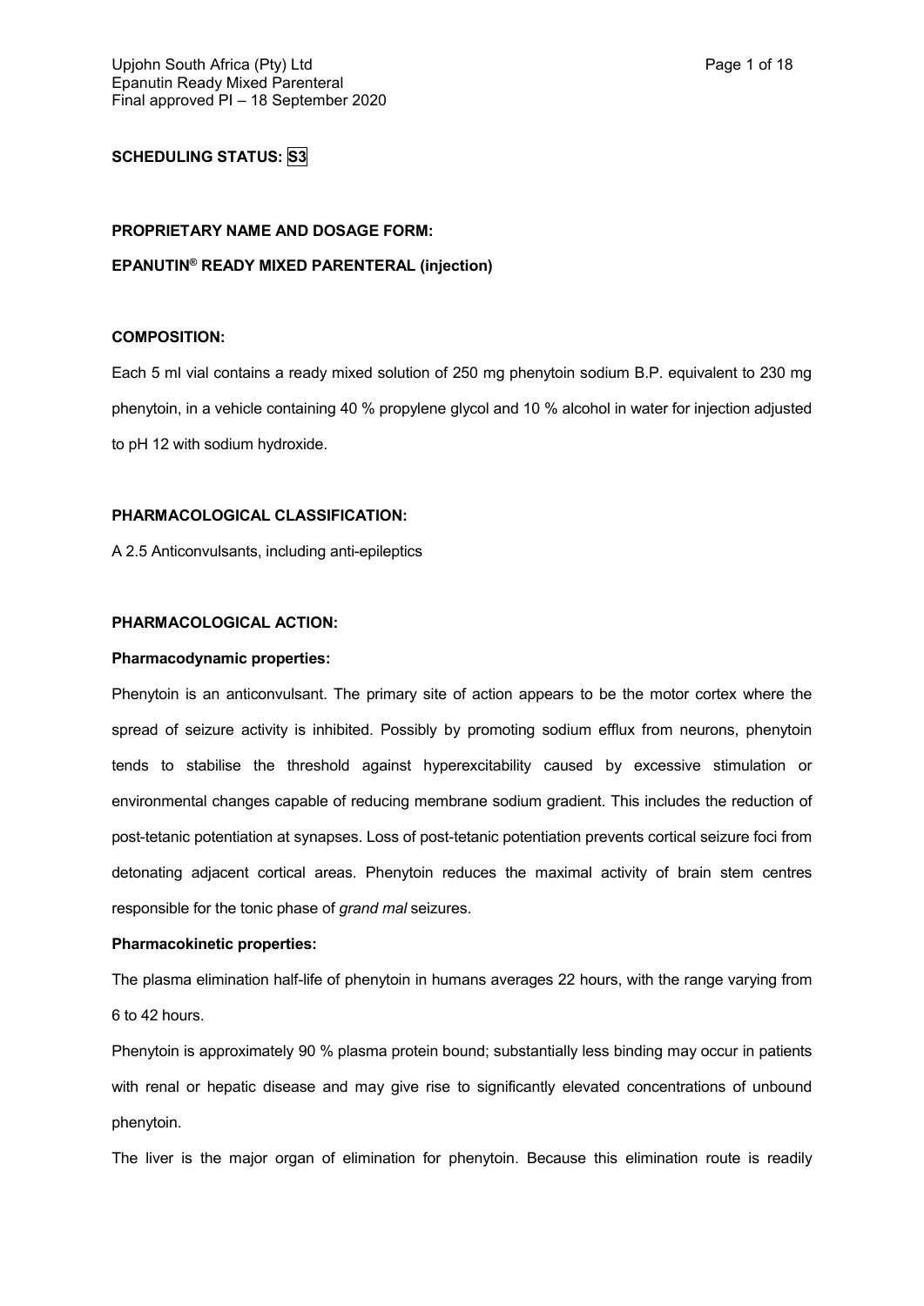**SCHEDULING STATUS: S3**

**PROPRIETARY NAME AND DOSAGE FORM:**

**EPANUTIN® READY MIXED PARENTERAL (injection)**

**COMPOSITION:**

Each 5 ml vial contains a ready mixed solution of 250 mg phenytoin sodium B.P. equivalent to 230 mg phenytoin, in a vehicle containing 40 % propylene glycol and 10 % alcohol in water for injection adjusted to pH 12 with sodium hydroxide.

**PHARMACOLOGICAL CLASSIFICATION:**

A 2.5 Anticonvulsants, including anti-epileptics

**PHARMACOLOGICAL ACTION:**

**Pharmacodynamic properties:**

Phenytoin is an anticonvulsant. The primary site of action appears to be the motor cortex where the spread of seizure activity is inhibited. Possibly by promoting sodium efflux from neurons, phenytoin tends to stabilise the threshold against hyperexcitability caused by excessive stimulation or environmental changes capable of reducing membrane sodium gradient. This includes the reduction of post-tetanic potentiation at synapses. Loss of post-tetanic potentiation prevents cortical seizure foci from detonating adjacent cortical areas. Phenytoin reduces the maximal activity of brain stem centres responsible for the tonic phase of *grand mal* seizures.

**Pharmacokinetic properties:**

The plasma elimination half-life of phenytoin in humans averages 22 hours, with the range varying from 6 to 42 hours.

Phenytoin is approximately 90 % plasma protein bound; substantially less binding may occur in patients with renal or hepatic disease and may give rise to significantly elevated concentrations of unbound phenytoin.

The liver is the major organ of elimination for phenytoin. Because this elimination route is readily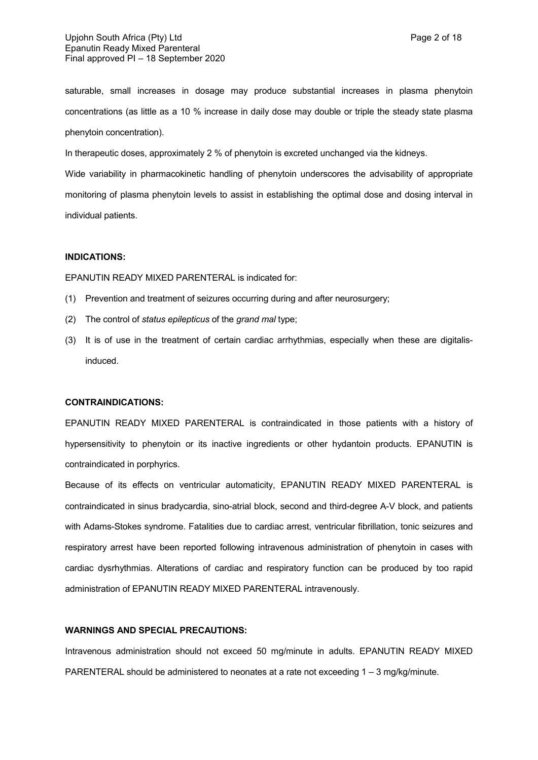saturable, small increases in dosage may produce substantial increases in plasma phenytoin concentrations (as little as a 10 % increase in daily dose may double or triple the steady state plasma phenytoin concentration).

In therapeutic doses, approximately 2 % of phenytoin is excreted unchanged via the kidneys.

Wide variability in pharmacokinetic handling of phenytoin underscores the advisability of appropriate monitoring of plasma phenytoin levels to assist in establishing the optimal dose and dosing interval in individual patients.

**INDICATIONS:**

EPANUTIN READY MIXED PARENTERAL is indicated for:

(1) Prevention and treatment of seizures occurring during and after neurosurgery;

(2) The control of *status epilepticus* of the *grand mal* type;

(3) It is of use in the treatment of certain cardiac arrhythmias, especially when these are digitalis-induced.

**CONTRAINDICATIONS:**

EPANUTIN READY MIXED PARENTERAL is contraindicated in those patients with a history of hypersensitivity to phenytoin or its inactive ingredients or other hydantoin products. EPANUTIN is contraindicated in porphyrics.

Because of its effects on ventricular automaticity, EPANUTIN READY MIXED PARENTERAL is contraindicated in sinus bradycardia, sino-atrial block, second and third-degree A-V block, and patients with Adams-Stokes syndrome. Fatalities due to cardiac arrest, ventricular fibrillation, tonic seizures and respiratory arrest have been reported following intravenous administration of phenytoin in cases with cardiac dysrhythmias. Alterations of cardiac and respiratory function can be produced by too rapid administration of EPANUTIN READY MIXED PARENTERAL intravenously.

**WARNINGS AND SPECIAL PRECAUTIONS:**

Intravenous administration should not exceed 50 mg/minute in adults. EPANUTIN READY MIXED PARENTERAL should be administered to neonates at a rate not exceeding 1 – 3 mg/kg/minute.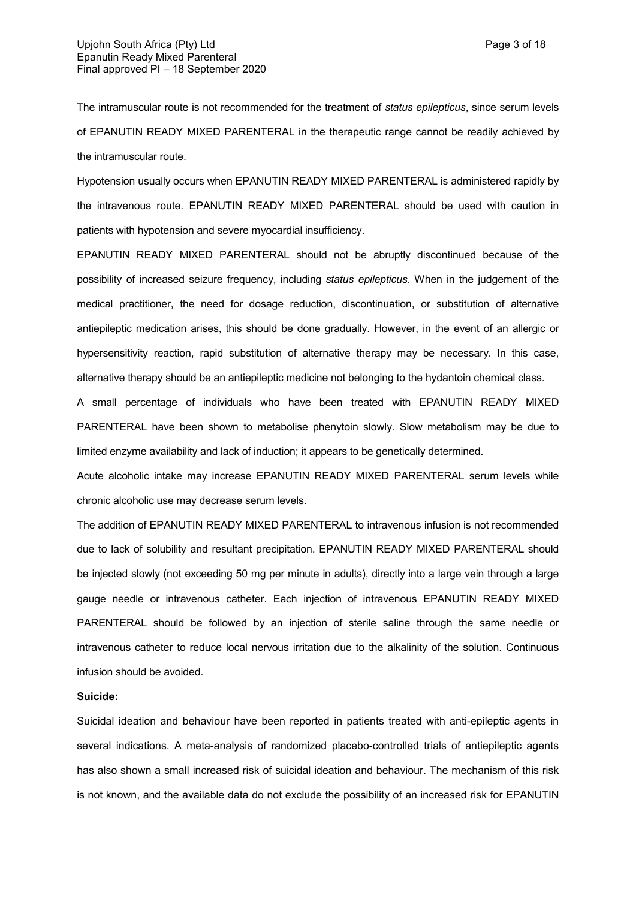The intramuscular route is not recommended for the treatment of *status epilepticus*, since serum levels of EPANUTIN READY MIXED PARENTERAL in the therapeutic range cannot be readily achieved by the intramuscular route.

Hypotension usually occurs when EPANUTIN READY MIXED PARENTERAL is administered rapidly by the intravenous route. EPANUTIN READY MIXED PARENTERAL should be used with caution in patients with hypotension and severe myocardial insufficiency.

EPANUTIN READY MIXED PARENTERAL should not be abruptly discontinued because of the possibility of increased seizure frequency, including *status epilepticus*. When in the judgement of the medical practitioner, the need for dosage reduction, discontinuation, or substitution of alternative antiepileptic medication arises, this should be done gradually. However, in the event of an allergic or hypersensitivity reaction, rapid substitution of alternative therapy may be necessary. In this case, alternative therapy should be an antiepileptic medicine not belonging to the hydantoin chemical class.

A small percentage of individuals who have been treated with EPANUTIN READY MIXED PARENTERAL have been shown to metabolise phenytoin slowly. Slow metabolism may be due to limited enzyme availability and lack of induction; it appears to be genetically determined.

Acute alcoholic intake may increase EPANUTIN READY MIXED PARENTERAL serum levels while chronic alcoholic use may decrease serum levels.

The addition of EPANUTIN READY MIXED PARENTERAL to intravenous infusion is not recommended due to lack of solubility and resultant precipitation. EPANUTIN READY MIXED PARENTERAL should be injected slowly (not exceeding 50 mg per minute in adults), directly into a large vein through a large gauge needle or intravenous catheter. Each injection of intravenous EPANUTIN READY MIXED PARENTERAL should be followed by an injection of sterile saline through the same needle or intravenous catheter to reduce local nervous irritation due to the alkalinity of the solution. Continuous infusion should be avoided.

**Suicide:**

Suicidal ideation and behaviour have been reported in patients treated with anti-epileptic agents in several indications. A meta-analysis of randomized placebo-controlled trials of antiepileptic agents has also shown a small increased risk of suicidal ideation and behaviour. The mechanism of this risk is not known, and the available data do not exclude the possibility of an increased risk for EPANUTIN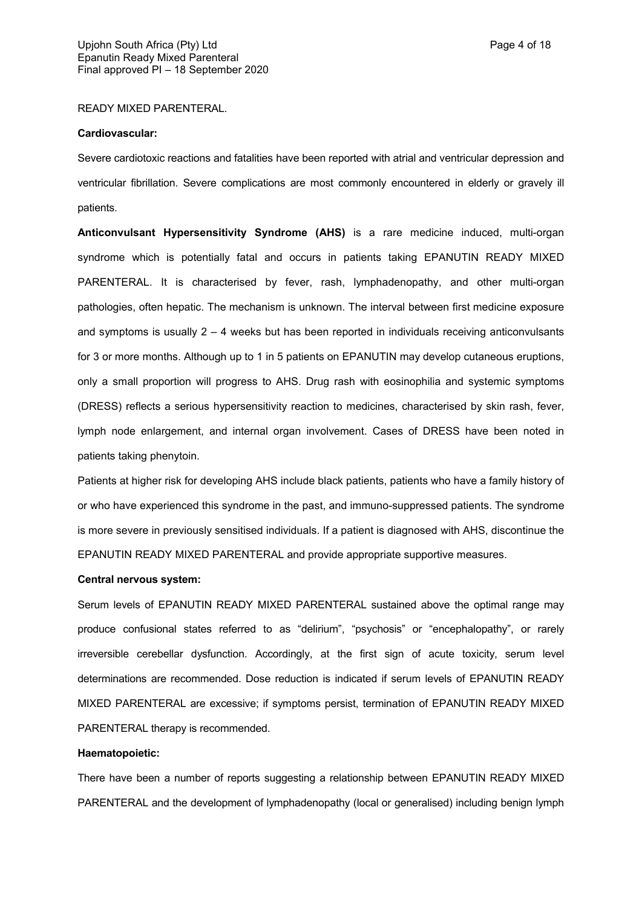READY MIXED PARENTERAL.

**Cardiovascular:**

Severe cardiotoxic reactions and fatalities have been reported with atrial and ventricular depression and ventricular fibrillation. Severe complications are most commonly encountered in elderly or gravely ill patients.

**Anticonvulsant Hypersensitivity Syndrome (AHS)** is a rare medicine induced, multi-organ syndrome which is potentially fatal and occurs in patients taking EPANUTIN READY MIXED PARENTERAL. It is characterised by fever, rash, lymphadenopathy, and other multi-organ pathologies, often hepatic. The mechanism is unknown. The interval between first medicine exposure and symptoms is usually 2 – 4 weeks but has been reported in individuals receiving anticonvulsants for 3 or more months. Although up to 1 in 5 patients on EPANUTIN may develop cutaneous eruptions, only a small proportion will progress to AHS. Drug rash with eosinophilia and systemic symptoms (DRESS) reflects a serious hypersensitivity reaction to medicines, characterised by skin rash, fever, lymph node enlargement, and internal organ involvement. Cases of DRESS have been noted in patients taking phenytoin.

Patients at higher risk for developing AHS include black patients, patients who have a family history of or who have experienced this syndrome in the past, and immuno-suppressed patients. The syndrome is more severe in previously sensitised individuals. If a patient is diagnosed with AHS, discontinue the EPANUTIN READY MIXED PARENTERAL and provide appropriate supportive measures.

**Central nervous system:**

Serum levels of EPANUTIN READY MIXED PARENTERAL sustained above the optimal range may produce confusional states referred to as "delirium", "psychosis" or "encephalopathy", or rarely irreversible cerebellar dysfunction. Accordingly, at the first sign of acute toxicity, serum level determinations are recommended. Dose reduction is indicated if serum levels of EPANUTIN READY MIXED PARENTERAL are excessive; if symptoms persist, termination of EPANUTIN READY MIXED PARENTERAL therapy is recommended.

**Haematopoietic:**

There have been a number of reports suggesting a relationship between EPANUTIN READY MIXED PARENTERAL and the development of lymphadenopathy (local or generalised) including benign lymph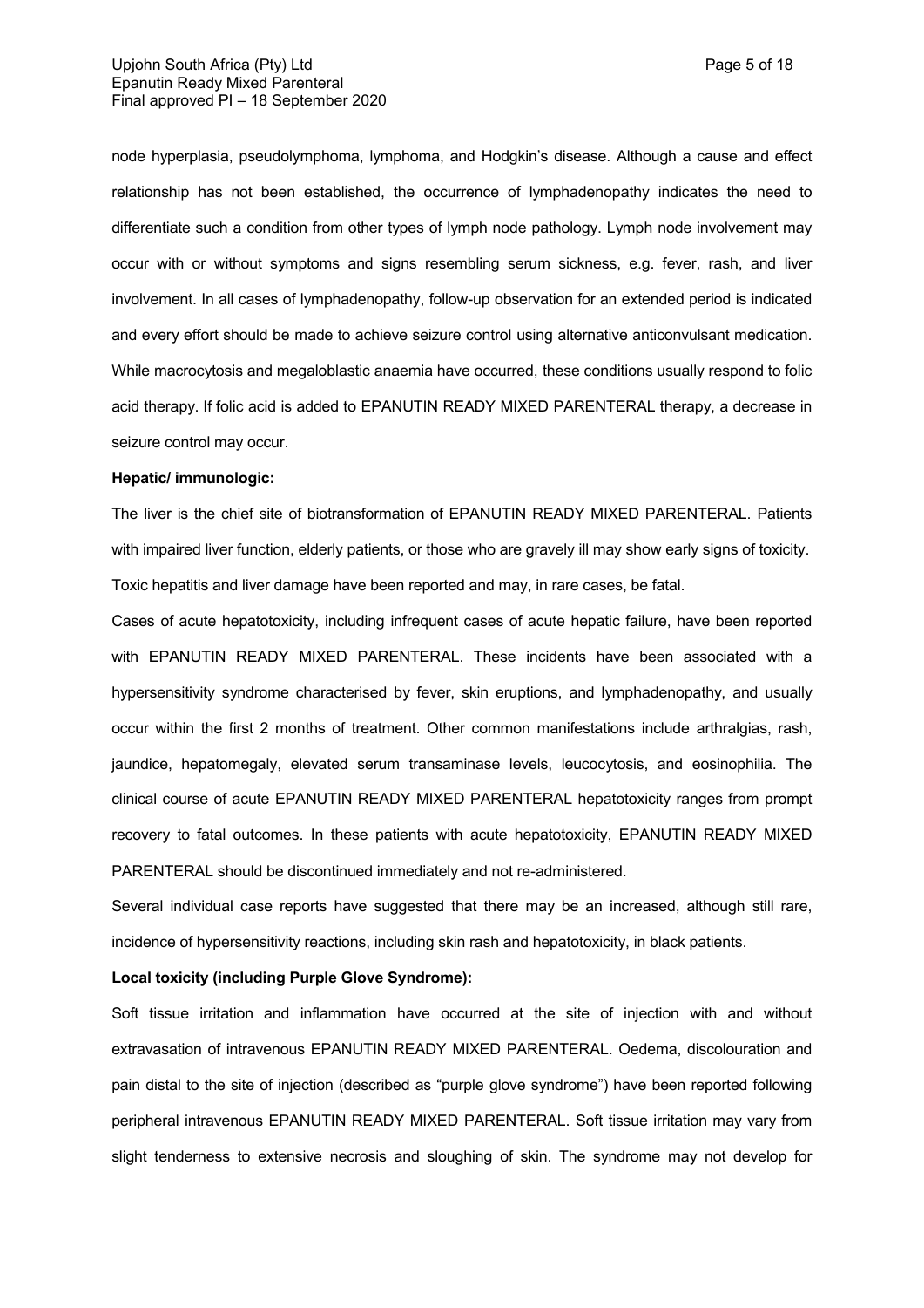node hyperplasia, pseudolymphoma, lymphoma, and Hodgkin's disease. Although a cause and effect relationship has not been established, the occurrence of lymphadenopathy indicates the need to differentiate such a condition from other types of lymph node pathology. Lymph node involvement may occur with or without symptoms and signs resembling serum sickness, e.g. fever, rash, and liver involvement. In all cases of lymphadenopathy, follow-up observation for an extended period is indicated and every effort should be made to achieve seizure control using alternative anticonvulsant medication. While macrocytosis and megaloblastic anaemia have occurred, these conditions usually respond to folic acid therapy. If folic acid is added to EPANUTIN READY MIXED PARENTERAL therapy, a decrease in seizure control may occur.

**Hepatic/ immunologic:**

The liver is the chief site of biotransformation of EPANUTIN READY MIXED PARENTERAL. Patients with impaired liver function, elderly patients, or those who are gravely ill may show early signs of toxicity. Toxic hepatitis and liver damage have been reported and may, in rare cases, be fatal.

Cases of acute hepatotoxicity, including infrequent cases of acute hepatic failure, have been reported with EPANUTIN READY MIXED PARENTERAL. These incidents have been associated with a hypersensitivity syndrome characterised by fever, skin eruptions, and lymphadenopathy, and usually occur within the first 2 months of treatment. Other common manifestations include arthralgias, rash, jaundice, hepatomegaly, elevated serum transaminase levels, leucocytosis, and eosinophilia. The clinical course of acute EPANUTIN READY MIXED PARENTERAL hepatotoxicity ranges from prompt recovery to fatal outcomes. In these patients with acute hepatotoxicity, EPANUTIN READY MIXED PARENTERAL should be discontinued immediately and not re-administered.

Several individual case reports have suggested that there may be an increased, although still rare, incidence of hypersensitivity reactions, including skin rash and hepatotoxicity, in black patients.

**Local toxicity (including Purple Glove Syndrome):**

Soft tissue irritation and inflammation have occurred at the site of injection with and without extravasation of intravenous EPANUTIN READY MIXED PARENTERAL. Oedema, discolouration and pain distal to the site of injection (described as "purple glove syndrome") have been reported following peripheral intravenous EPANUTIN READY MIXED PARENTERAL. Soft tissue irritation may vary from slight tenderness to extensive necrosis and sloughing of skin. The syndrome may not develop for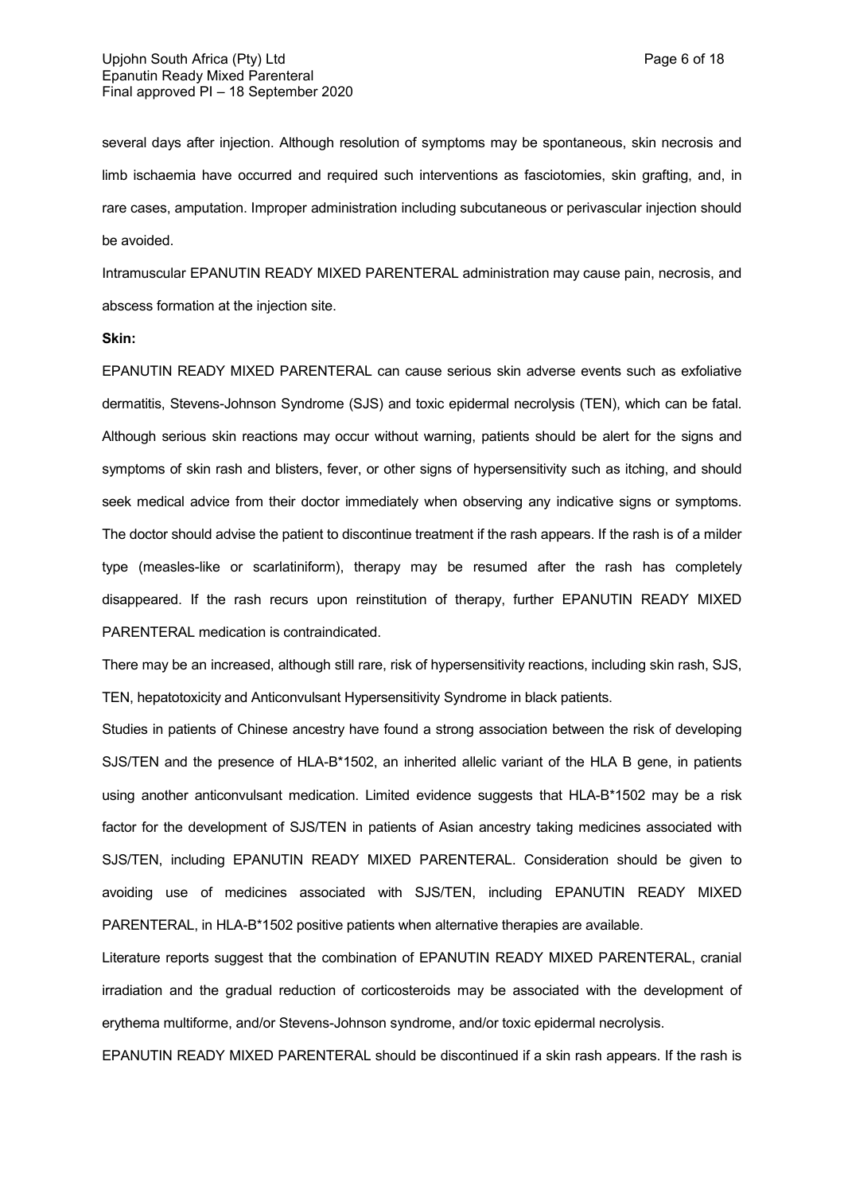several days after injection. Although resolution of symptoms may be spontaneous, skin necrosis and limb ischaemia have occurred and required such interventions as fasciotomies, skin grafting, and, in rare cases, amputation. Improper administration including subcutaneous or perivascular injection should be avoided.

Intramuscular EPANUTIN READY MIXED PARENTERAL administration may cause pain, necrosis, and abscess formation at the injection site.

**Skin:**

EPANUTIN READY MIXED PARENTERAL can cause serious skin adverse events such as exfoliative dermatitis, Stevens-Johnson Syndrome (SJS) and toxic epidermal necrolysis (TEN), which can be fatal. Although serious skin reactions may occur without warning, patients should be alert for the signs and symptoms of skin rash and blisters, fever, or other signs of hypersensitivity such as itching, and should seek medical advice from their doctor immediately when observing any indicative signs or symptoms. The doctor should advise the patient to discontinue treatment if the rash appears. If the rash is of a milder type (measles-like or scarlatiniform), therapy may be resumed after the rash has completely disappeared. If the rash recurs upon reinstitution of therapy, further EPANUTIN READY MIXED PARENTERAL medication is contraindicated.

There may be an increased, although still rare, risk of hypersensitivity reactions, including skin rash, SJS, TEN, hepatotoxicity and Anticonvulsant Hypersensitivity Syndrome in black patients.

Studies in patients of Chinese ancestry have found a strong association between the risk of developing SJS/TEN and the presence of HLA-B*1502, an inherited allelic variant of the HLA B gene, in patients using another anticonvulsant medication. Limited evidence suggests that HLA-B*1502 may be a risk factor for the development of SJS/TEN in patients of Asian ancestry taking medicines associated with SJS/TEN, including EPANUTIN READY MIXED PARENTERAL. Consideration should be given to avoiding use of medicines associated with SJS/TEN, including EPANUTIN READY MIXED PARENTERAL, in HLA-B*1502 positive patients when alternative therapies are available.

Literature reports suggest that the combination of EPANUTIN READY MIXED PARENTERAL, cranial irradiation and the gradual reduction of corticosteroids may be associated with the development of erythema multiforme, and/or Stevens-Johnson syndrome, and/or toxic epidermal necrolysis.

EPANUTIN READY MIXED PARENTERAL should be discontinued if a skin rash appears. If the rash is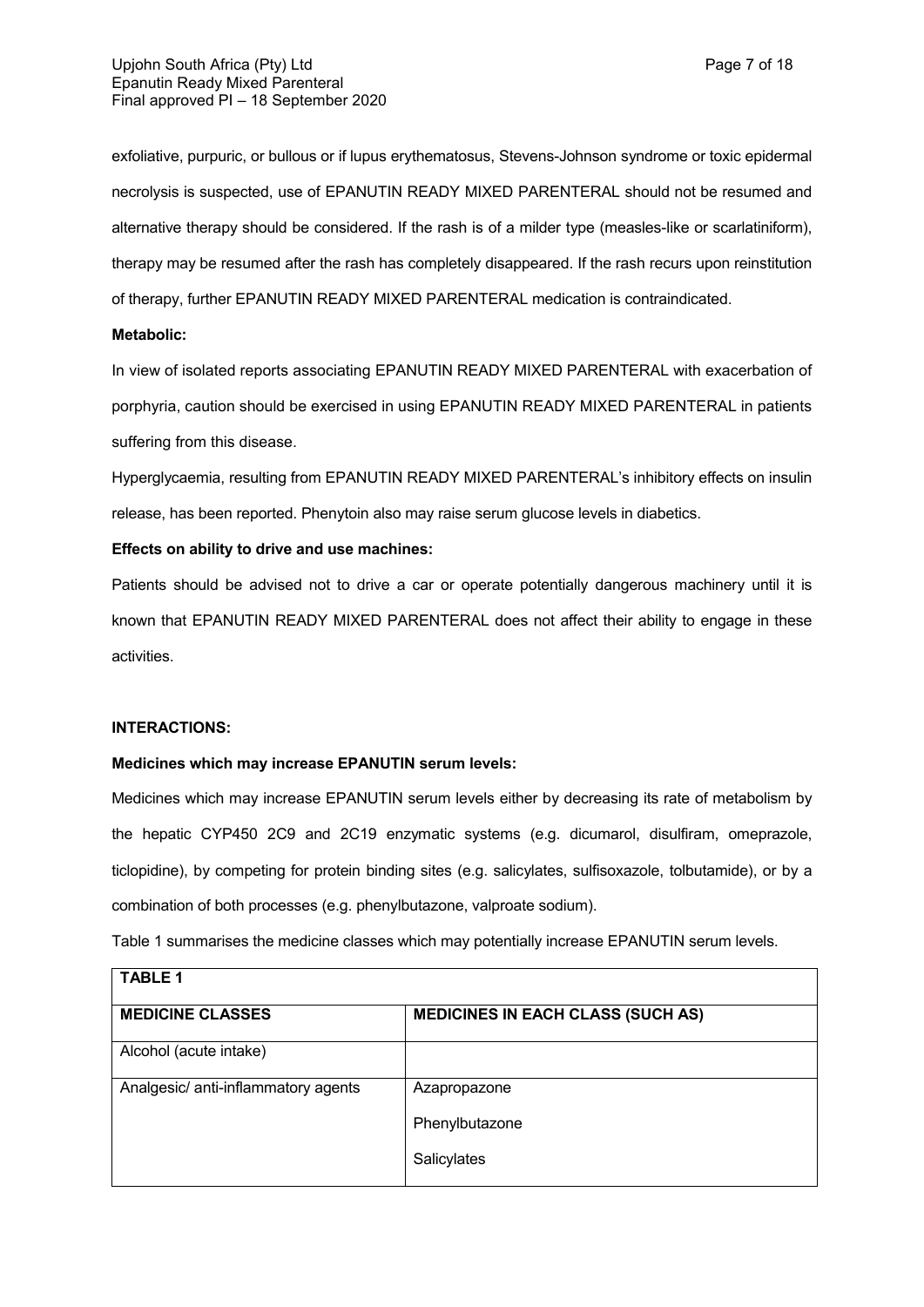exfoliative, purpuric, or bullous or if lupus erythematosus, Stevens-Johnson syndrome or toxic epidermal necrolysis is suspected, use of EPANUTIN READY MIXED PARENTERAL should not be resumed and alternative therapy should be considered. If the rash is of a milder type (measles-like or scarlatiniform), therapy may be resumed after the rash has completely disappeared. If the rash recurs upon reinstitution of therapy, further EPANUTIN READY MIXED PARENTERAL medication is contraindicated.

**Metabolic:**

In view of isolated reports associating EPANUTIN READY MIXED PARENTERAL with exacerbation of porphyria, caution should be exercised in using EPANUTIN READY MIXED PARENTERAL in patients suffering from this disease.

Hyperglycaemia, resulting from EPANUTIN READY MIXED PARENTERAL's inhibitory effects on insulin release, has been reported. Phenytoin also may raise serum glucose levels in diabetics.

**Effects on ability to drive and use machines:**

Patients should be advised not to drive a car or operate potentially dangerous machinery until it is known that EPANUTIN READY MIXED PARENTERAL does not affect their ability to engage in these activities.

**INTERACTIONS:**

**Medicines which may increase EPANUTIN serum levels:**

Medicines which may increase EPANUTIN serum levels either by decreasing its rate of metabolism by the hepatic CYP450 2C9 and 2C19 enzymatic systems (e.g. dicumarol, disulfiram, omeprazole, ticlopidine), by competing for protein binding sites (e.g. salicylates, sulfisoxazole, tolbutamide), or by a combination of both processes (e.g. phenylbutazone, valproate sodium).

Table 1 summarises the medicine classes which may potentially increase EPANUTIN serum levels.

| **TABLE 1** | |
|---|---|
| **MEDICINE CLASSES** | **MEDICINES IN EACH CLASS (SUCH AS)** |
| Alcohol (acute intake) | |
| Analgesic/ anti-inflammatory agents | Azapropazone<br>Phenylbutazone<br>Salicylates |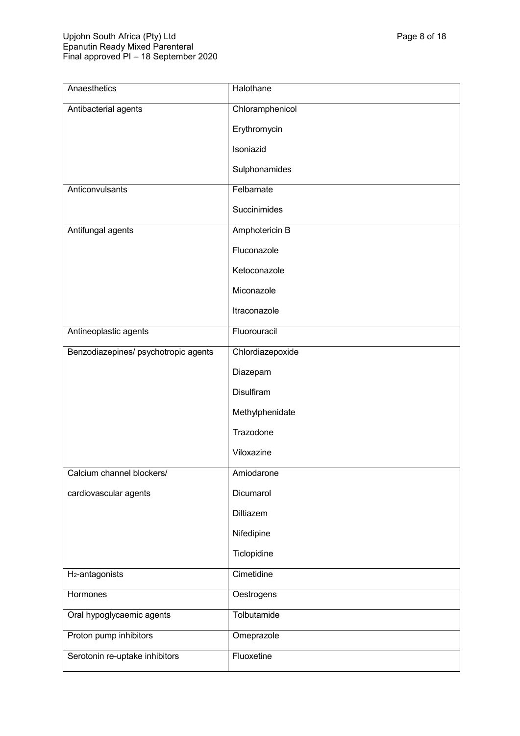| | |
|---|---|
| Anaesthetics | Halothane |
| Antibacterial agents | Chloramphenicol<br>Erythromycin<br>Isoniazid<br>Sulphonamides |
| Anticonvulsants | Felbamate<br>Succinimides |
| Antifungal agents | Amphotericin B<br>Fluconazole<br>Ketoconazole<br>Miconazole<br>Itraconazole |
| Antineoplastic agents | Fluorouracil |
| Benzodiazepines/ psychotropic agents | Chlordiazepoxide<br>Diazepam<br>Disulfiram<br>Methylphenidate<br>Trazodone<br>Viloxazine |
| Calcium channel blockers/ cardiovascular agents | Amiodarone<br>Dicumarol<br>Diltiazem<br>Nifedipine<br>Ticlopidine |
| $H_2$-antagonists | Cimetidine |
| Hormones | Oestrogens |
| Oral hypoglycaemic agents | Tolbutamide |
| Proton pump inhibitors | Omeprazole |
| Serotonin re-uptake inhibitors | Fluoxetine |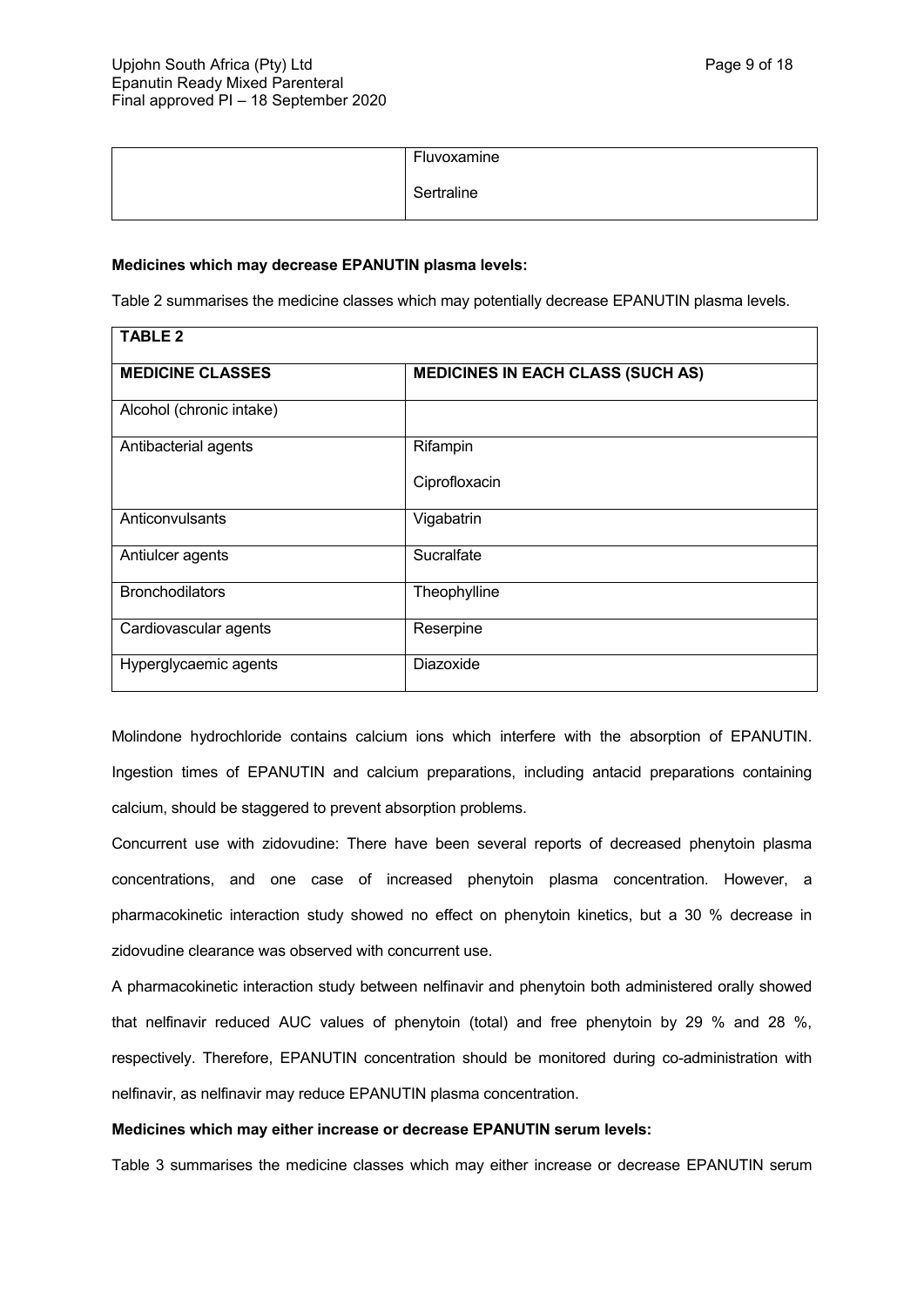| | |
|---|---|
| | Fluvoxamine<br><br>Sertraline |

**Medicines which may decrease EPANUTIN plasma levels:**

Table 2 summarises the medicine classes which may potentially decrease EPANUTIN plasma levels.

| **TABLE 2** | |
|---|---|
| **MEDICINE CLASSES** | **MEDICINES IN EACH CLASS (SUCH AS)** |
| Alcohol (chronic intake) | |
| Antibacterial agents | Rifampin<br><br>Ciprofloxacin |
| Anticonvulsants | Vigabatrin |
| Antiulcer agents | Sucralfate |
| Bronchodilators | Theophylline |
| Cardiovascular agents | Reserpine |
| Hyperglycaemic agents | Diazoxide |

Molindone hydrochloride contains calcium ions which interfere with the absorption of EPANUTIN. Ingestion times of EPANUTIN and calcium preparations, including antacid preparations containing calcium, should be staggered to prevent absorption problems.

Concurrent use with zidovudine: There have been several reports of decreased phenytoin plasma concentrations, and one case of increased phenytoin plasma concentration. However, a pharmacokinetic interaction study showed no effect on phenytoin kinetics, but a 30 % decrease in zidovudine clearance was observed with concurrent use.

A pharmacokinetic interaction study between nelfinavir and phenytoin both administered orally showed that nelfinavir reduced AUC values of phenytoin (total) and free phenytoin by 29 % and 28 %, respectively. Therefore, EPANUTIN concentration should be monitored during co-administration with nelfinavir, as nelfinavir may reduce EPANUTIN plasma concentration.

**Medicines which may either increase or decrease EPANUTIN serum levels:**

Table 3 summarises the medicine classes which may either increase or decrease EPANUTIN serum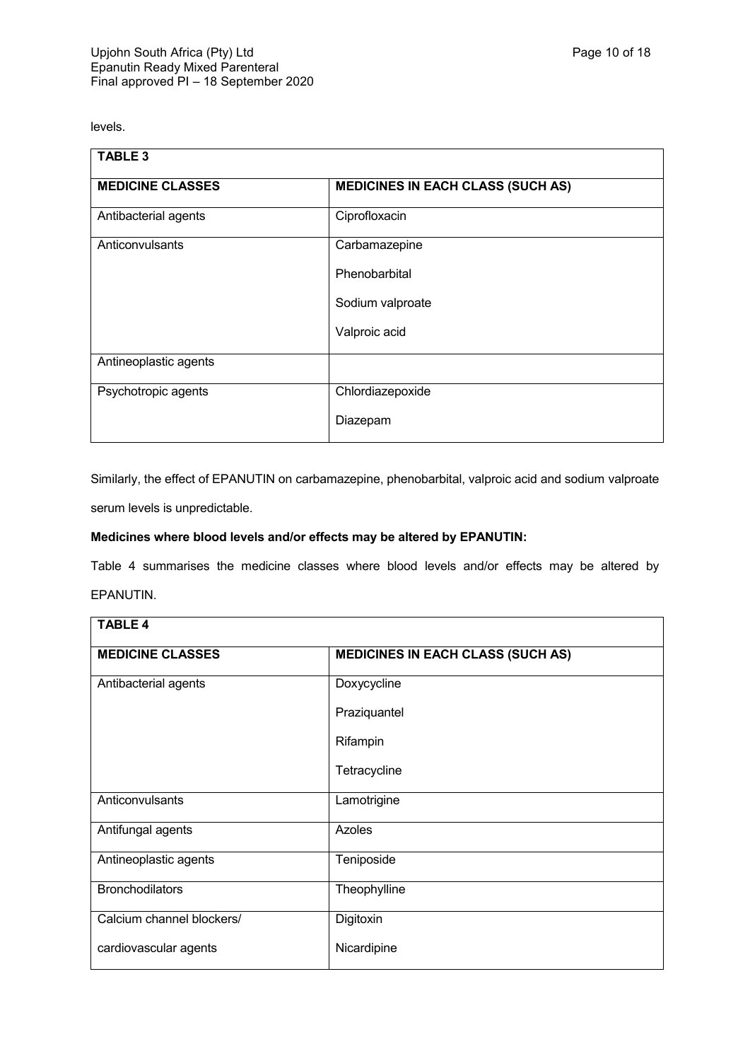levels.

| TABLE 3 | |
|---|---|
| **MEDICINE CLASSES** | **MEDICINES IN EACH CLASS (SUCH AS)** |
| Antibacterial agents | Ciprofloxacin |
| Anticonvulsants | Carbamazepine<br>Phenobarbital<br>Sodium valproate<br>Valproic acid |
| Antineoplastic agents | |
| Psychotropic agents | Chlordiazepoxide<br>Diazepam |

Similarly, the effect of EPANUTIN on carbamazepine, phenobarbital, valproic acid and sodium valproate serum levels is unpredictable.

**Medicines where blood levels and/or effects may be altered by EPANUTIN:**

Table 4 summarises the medicine classes where blood levels and/or effects may be altered by EPANUTIN.

| TABLE 4 | |
|---|---|
| **MEDICINE CLASSES** | **MEDICINES IN EACH CLASS (SUCH AS)** |
| Antibacterial agents | Doxycycline<br>Praziquantel<br>Rifampin<br>Tetracycline |
| Anticonvulsants | Lamotrigine |
| Antifungal agents | Azoles |
| Antineoplastic agents | Teniposide |
| Bronchodilators | Theophylline |
| Calcium channel blockers/<br>cardiovascular agents | Digitoxin<br>Nicardipine |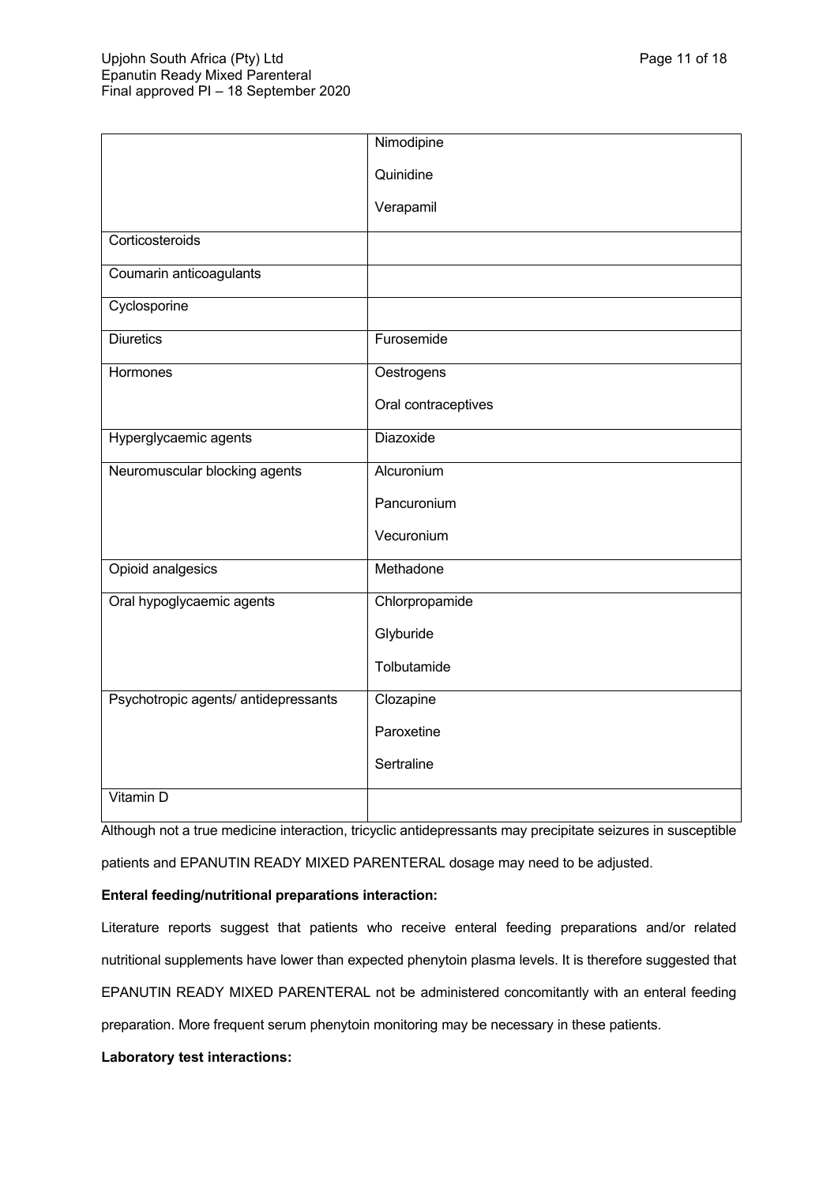| | |
|---|---|
| | Nimodipine<br>Quinidine<br>Verapamil |
| Corticosteroids | |
| Coumarin anticoagulants | |
| Cyclosporine | |
| Diuretics | Furosemide |
| Hormones | Oestrogens<br>Oral contraceptives |
| Hyperglycaemic agents | Diazoxide |
| Neuromuscular blocking agents | Alcuronium<br>Pancuronium<br>Vecuronium |
| Opioid analgesics | Methadone |
| Oral hypoglycaemic agents | Chlorpropamide<br>Glyburide<br>Tolbutamide |
| Psychotropic agents/ antidepressants | Clozapine<br>Paroxetine<br>Sertraline |
| Vitamin D | |

Although not a true medicine interaction, tricyclic antidepressants may precipitate seizures in susceptible patients and EPANUTIN READY MIXED PARENTERAL dosage may need to be adjusted.

**Enteral feeding/nutritional preparations interaction:**

Literature reports suggest that patients who receive enteral feeding preparations and/or related nutritional supplements have lower than expected phenytoin plasma levels. It is therefore suggested that EPANUTIN READY MIXED PARENTERAL not be administered concomitantly with an enteral feeding preparation. More frequent serum phenytoin monitoring may be necessary in these patients.

**Laboratory test interactions:**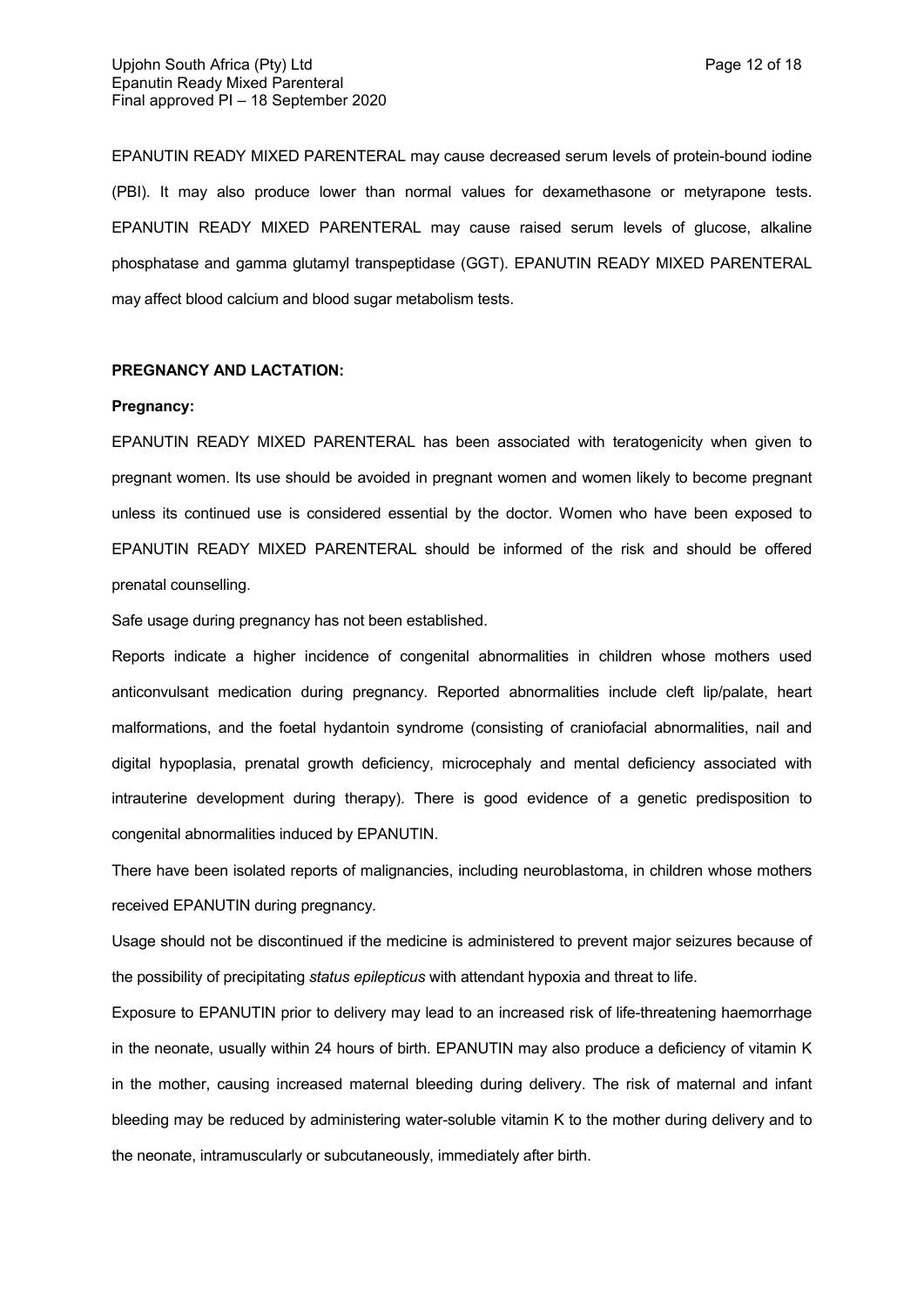EPANUTIN READY MIXED PARENTERAL may cause decreased serum levels of protein-bound iodine (PBI). It may also produce lower than normal values for dexamethasone or metyrapone tests. EPANUTIN READY MIXED PARENTERAL may cause raised serum levels of glucose, alkaline phosphatase and gamma glutamyl transpeptidase (GGT). EPANUTIN READY MIXED PARENTERAL may affect blood calcium and blood sugar metabolism tests.

**PREGNANCY AND LACTATION:**

**Pregnancy:**

EPANUTIN READY MIXED PARENTERAL has been associated with teratogenicity when given to pregnant women. Its use should be avoided in pregnant women and women likely to become pregnant unless its continued use is considered essential by the doctor. Women who have been exposed to EPANUTIN READY MIXED PARENTERAL should be informed of the risk and should be offered prenatal counselling.

Safe usage during pregnancy has not been established.

Reports indicate a higher incidence of congenital abnormalities in children whose mothers used anticonvulsant medication during pregnancy. Reported abnormalities include cleft lip/palate, heart malformations, and the foetal hydantoin syndrome (consisting of craniofacial abnormalities, nail and digital hypoplasia, prenatal growth deficiency, microcephaly and mental deficiency associated with intrauterine development during therapy). There is good evidence of a genetic predisposition to congenital abnormalities induced by EPANUTIN.

There have been isolated reports of malignancies, including neuroblastoma, in children whose mothers received EPANUTIN during pregnancy.

Usage should not be discontinued if the medicine is administered to prevent major seizures because of the possibility of precipitating *status epilepticus* with attendant hypoxia and threat to life.

Exposure to EPANUTIN prior to delivery may lead to an increased risk of life-threatening haemorrhage in the neonate, usually within 24 hours of birth. EPANUTIN may also produce a deficiency of vitamin K in the mother, causing increased maternal bleeding during delivery. The risk of maternal and infant bleeding may be reduced by administering water-soluble vitamin K to the mother during delivery and to the neonate, intramuscularly or subcutaneously, immediately after birth.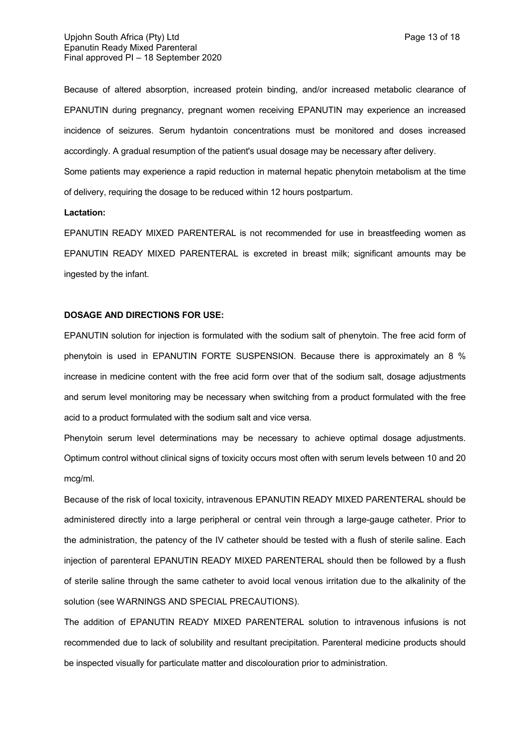Because of altered absorption, increased protein binding, and/or increased metabolic clearance of EPANUTIN during pregnancy, pregnant women receiving EPANUTIN may experience an increased incidence of seizures. Serum hydantoin concentrations must be monitored and doses increased accordingly. A gradual resumption of the patient's usual dosage may be necessary after delivery.

Some patients may experience a rapid reduction in maternal hepatic phenytoin metabolism at the time of delivery, requiring the dosage to be reduced within 12 hours postpartum.

**Lactation:**

EPANUTIN READY MIXED PARENTERAL is not recommended for use in breastfeeding women as EPANUTIN READY MIXED PARENTERAL is excreted in breast milk; significant amounts may be ingested by the infant.

**DOSAGE AND DIRECTIONS FOR USE:**

EPANUTIN solution for injection is formulated with the sodium salt of phenytoin. The free acid form of phenytoin is used in EPANUTIN FORTE SUSPENSION. Because there is approximately an 8 % increase in medicine content with the free acid form over that of the sodium salt, dosage adjustments and serum level monitoring may be necessary when switching from a product formulated with the free acid to a product formulated with the sodium salt and vice versa.

Phenytoin serum level determinations may be necessary to achieve optimal dosage adjustments. Optimum control without clinical signs of toxicity occurs most often with serum levels between 10 and 20 mcg/ml.

Because of the risk of local toxicity, intravenous EPANUTIN READY MIXED PARENTERAL should be administered directly into a large peripheral or central vein through a large-gauge catheter. Prior to the administration, the patency of the IV catheter should be tested with a flush of sterile saline. Each injection of parenteral EPANUTIN READY MIXED PARENTERAL should then be followed by a flush of sterile saline through the same catheter to avoid local venous irritation due to the alkalinity of the solution (see WARNINGS AND SPECIAL PRECAUTIONS).

The addition of EPANUTIN READY MIXED PARENTERAL solution to intravenous infusions is not recommended due to lack of solubility and resultant precipitation. Parenteral medicine products should be inspected visually for particulate matter and discolouration prior to administration.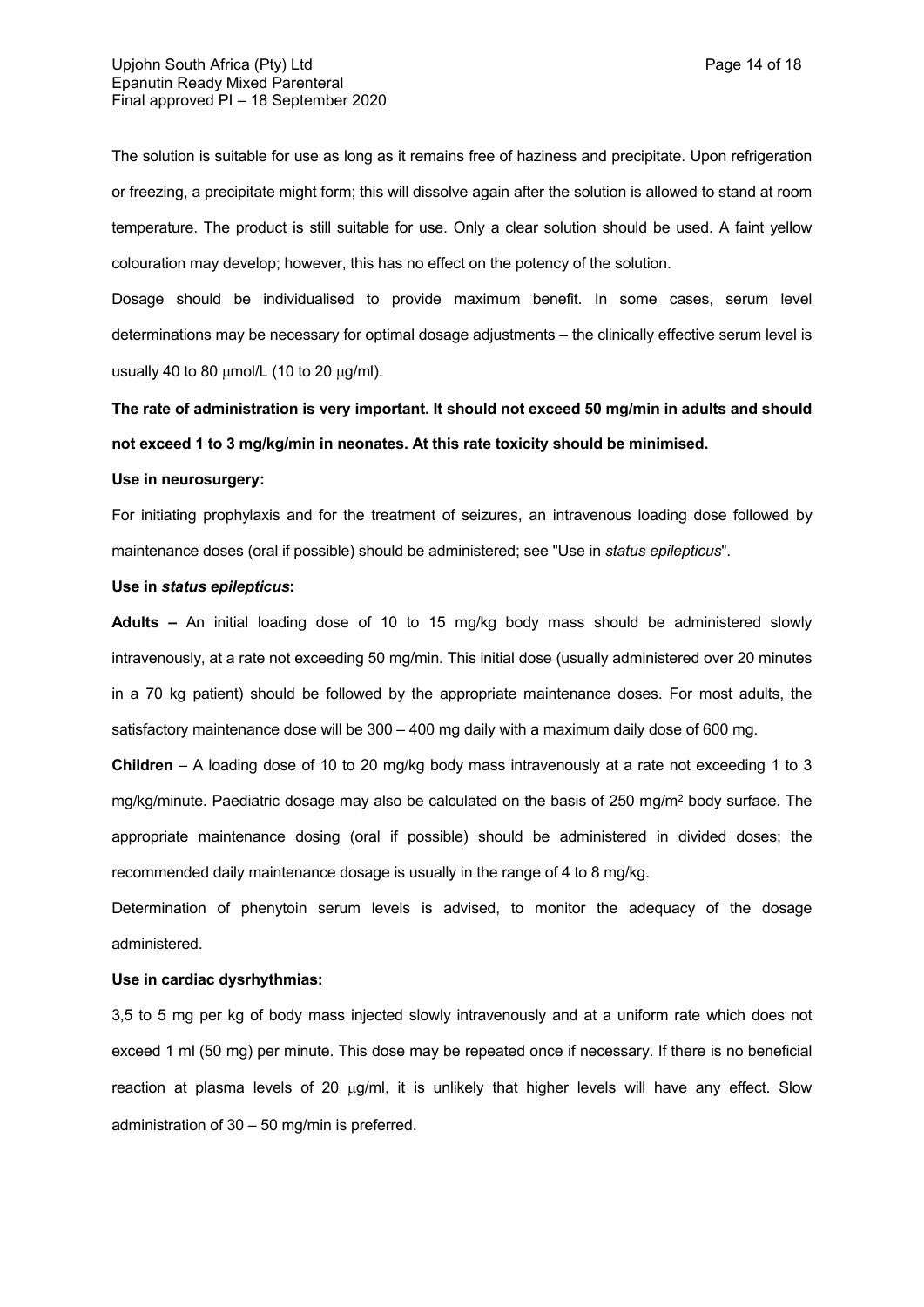The solution is suitable for use as long as it remains free of haziness and precipitate. Upon refrigeration or freezing, a precipitate might form; this will dissolve again after the solution is allowed to stand at room temperature. The product is still suitable for use. Only a clear solution should be used. A faint yellow colouration may develop; however, this has no effect on the potency of the solution.

Dosage should be individualised to provide maximum benefit. In some cases, serum level determinations may be necessary for optimal dosage adjustments – the clinically effective serum level is usually 40 to 80 μmol/L (10 to 20 μg/ml).

**The rate of administration is very important. It should not exceed 50 mg/min in adults and should not exceed 1 to 3 mg/kg/min in neonates. At this rate toxicity should be minimised.**

**Use in neurosurgery:**

For initiating prophylaxis and for the treatment of seizures, an intravenous loading dose followed by maintenance doses (oral if possible) should be administered; see "Use in *status epilepticus*".

**Use in *status epilepticus*:**

**Adults –** An initial loading dose of 10 to 15 mg/kg body mass should be administered slowly intravenously, at a rate not exceeding 50 mg/min. This initial dose (usually administered over 20 minutes in a 70 kg patient) should be followed by the appropriate maintenance doses. For most adults, the satisfactory maintenance dose will be 300 – 400 mg daily with a maximum daily dose of 600 mg.

**Children** – A loading dose of 10 to 20 mg/kg body mass intravenously at a rate not exceeding 1 to 3 mg/kg/minute. Paediatric dosage may also be calculated on the basis of 250 mg/m$^2$ body surface. The appropriate maintenance dosing (oral if possible) should be administered in divided doses; the recommended daily maintenance dosage is usually in the range of 4 to 8 mg/kg.

Determination of phenytoin serum levels is advised, to monitor the adequacy of the dosage administered.

**Use in cardiac dysrhythmias:**

3,5 to 5 mg per kg of body mass injected slowly intravenously and at a uniform rate which does not exceed 1 ml (50 mg) per minute. This dose may be repeated once if necessary. If there is no beneficial reaction at plasma levels of 20 μg/ml, it is unlikely that higher levels will have any effect. Slow administration of 30 – 50 mg/min is preferred.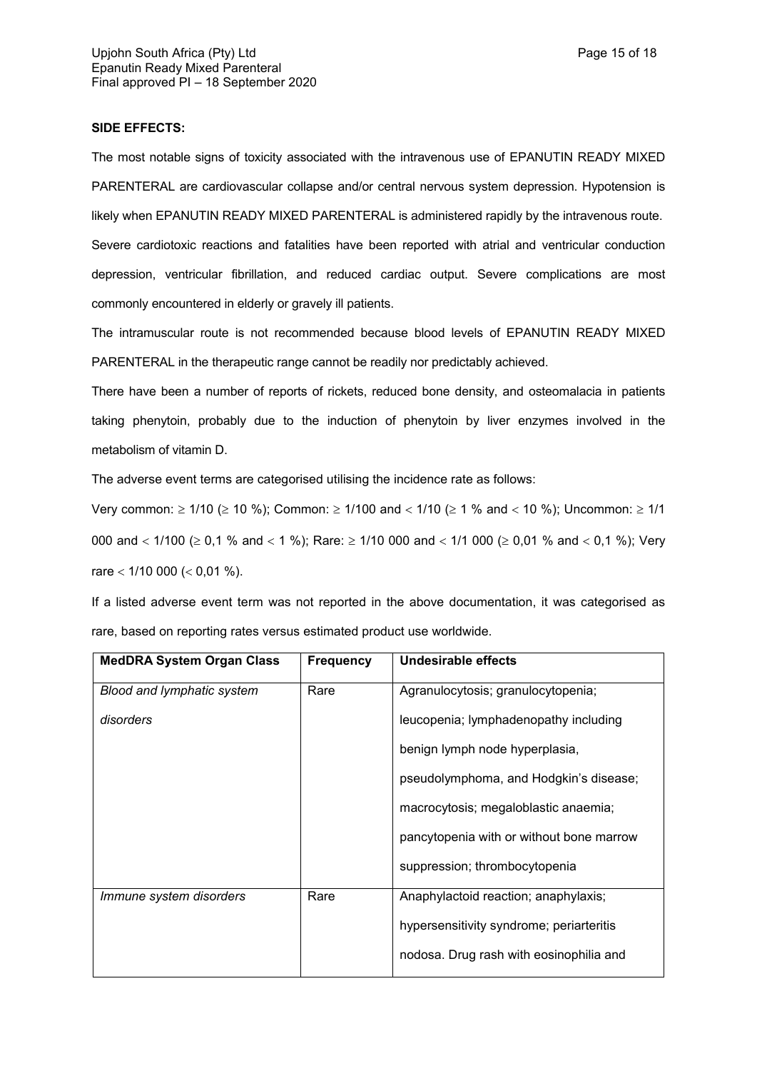**SIDE EFFECTS:**

The most notable signs of toxicity associated with the intravenous use of EPANUTIN READY MIXED PARENTERAL are cardiovascular collapse and/or central nervous system depression. Hypotension is likely when EPANUTIN READY MIXED PARENTERAL is administered rapidly by the intravenous route. Severe cardiotoxic reactions and fatalities have been reported with atrial and ventricular conduction depression, ventricular fibrillation, and reduced cardiac output. Severe complications are most commonly encountered in elderly or gravely ill patients.

The intramuscular route is not recommended because blood levels of EPANUTIN READY MIXED PARENTERAL in the therapeutic range cannot be readily nor predictably achieved.

There have been a number of reports of rickets, reduced bone density, and osteomalacia in patients taking phenytoin, probably due to the induction of phenytoin by liver enzymes involved in the metabolism of vitamin D.

The adverse event terms are categorised utilising the incidence rate as follows:

Very common: ≥ 1/10 (≥ 10 %); Common: ≥ 1/100 and < 1/10 (≥ 1 % and < 10 %); Uncommon: ≥ 1/1 000 and < 1/100 (≥ 0,1 % and < 1 %); Rare: ≥ 1/10 000 and < 1/1 000 (≥ 0,01 % and < 0,1 %); Very rare < 1/10 000 (< 0,01 %).

If a listed adverse event term was not reported in the above documentation, it was categorised as rare, based on reporting rates versus estimated product use worldwide.

| MedDRA System Organ Class | Frequency | Undesirable effects |
|---|---|---|
| *Blood and lymphatic system disorders* | Rare | Agranulocytosis; granulocytopenia; leucopenia; lymphadenopathy including benign lymph node hyperplasia, pseudolymphoma, and Hodgkin's disease; macrocytosis; megaloblastic anaemia; pancytopenia with or without bone marrow suppression; thrombocytopenia |
| *Immune system disorders* | Rare | Anaphylactoid reaction; anaphylaxis; hypersensitivity syndrome; periarteritis nodosa. Drug rash with eosinophilia and |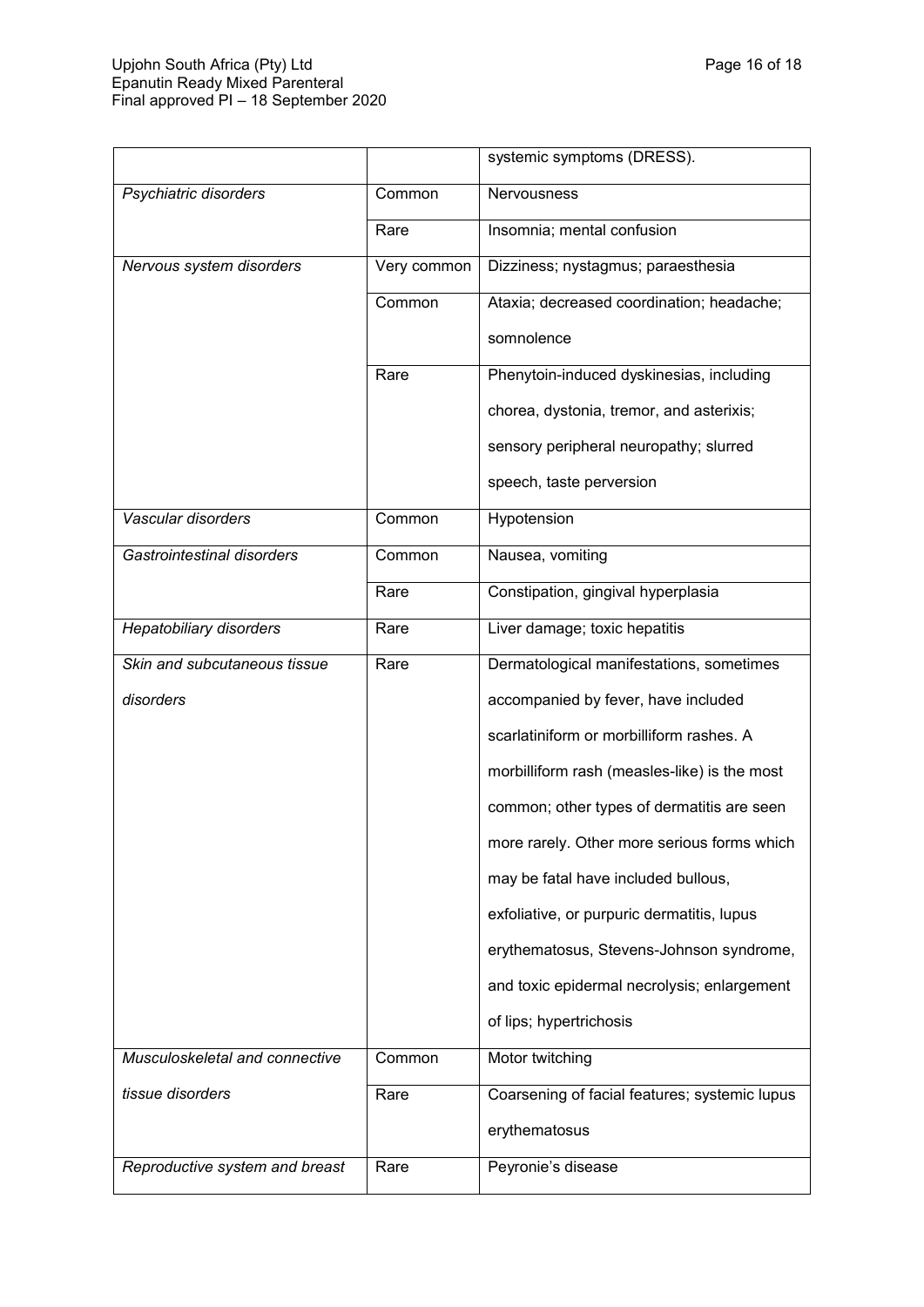| | | |
|---|---|---|
| | | systemic symptoms (DRESS). |
| *Psychiatric disorders* | Common | Nervousness |
| | Rare | Insomnia; mental confusion |
| *Nervous system disorders* | Very common | Dizziness; nystagmus; paraesthesia |
| | Common | Ataxia; decreased coordination; headache; somnolence |
| | Rare | Phenytoin-induced dyskinesias, including chorea, dystonia, tremor, and asterixis; sensory peripheral neuropathy; slurred speech, taste perversion |
| *Vascular disorders* | Common | Hypotension |
| *Gastrointestinal disorders* | Common | Nausea, vomiting |
| | Rare | Constipation, gingival hyperplasia |
| *Hepatobiliary disorders* | Rare | Liver damage; toxic hepatitis |
| *Skin and subcutaneous tissue disorders* | Rare | Dermatological manifestations, sometimes accompanied by fever, have included scarlatiniform or morbilliform rashes. A morbilliform rash (measles-like) is the most common; other types of dermatitis are seen more rarely. Other more serious forms which may be fatal have included bullous, exfoliative, or purpuric dermatitis, lupus erythematosus, Stevens-Johnson syndrome, and toxic epidermal necrolysis; enlargement of lips; hypertrichosis |
| *Musculoskeletal and connective tissue disorders* | Common | Motor twitching |
| | Rare | Coarsening of facial features; systemic lupus erythematosus |
| *Reproductive system and breast* | Rare | Peyronie's disease |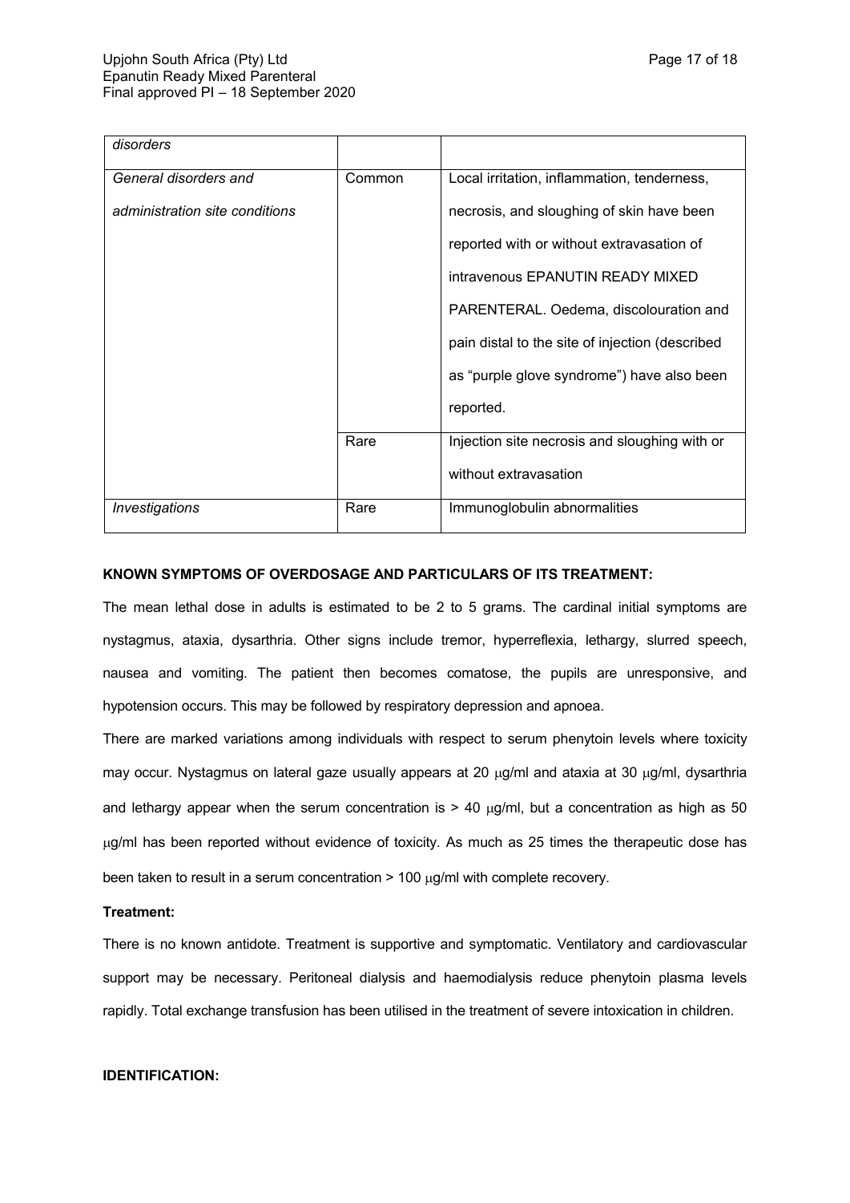| | | |
|---|---|---|
| *disorders* | | |
| *General disorders and administration site conditions* | Common | Local irritation, inflammation, tenderness, necrosis, and sloughing of skin have been reported with or without extravasation of intravenous EPANUTIN READY MIXED PARENTERAL. Oedema, discolouration and pain distal to the site of injection (described as "purple glove syndrome") have also been reported. |
| | Rare | Injection site necrosis and sloughing with or without extravasation |
| *Investigations* | Rare | Immunoglobulin abnormalities |

**KNOWN SYMPTOMS OF OVERDOSAGE AND PARTICULARS OF ITS TREATMENT:**

The mean lethal dose in adults is estimated to be 2 to 5 grams. The cardinal initial symptoms are nystagmus, ataxia, dysarthria. Other signs include tremor, hyperreflexia, lethargy, slurred speech, nausea and vomiting. The patient then becomes comatose, the pupils are unresponsive, and hypotension occurs. This may be followed by respiratory depression and apnoea.

There are marked variations among individuals with respect to serum phenytoin levels where toxicity may occur. Nystagmus on lateral gaze usually appears at 20 μg/ml and ataxia at 30 μg/ml, dysarthria and lethargy appear when the serum concentration is > 40 μg/ml, but a concentration as high as 50 μg/ml has been reported without evidence of toxicity. As much as 25 times the therapeutic dose has been taken to result in a serum concentration > 100 μg/ml with complete recovery.

**Treatment:**

There is no known antidote. Treatment is supportive and symptomatic. Ventilatory and cardiovascular support may be necessary. Peritoneal dialysis and haemodialysis reduce phenytoin plasma levels rapidly. Total exchange transfusion has been utilised in the treatment of severe intoxication in children.

**IDENTIFICATION:**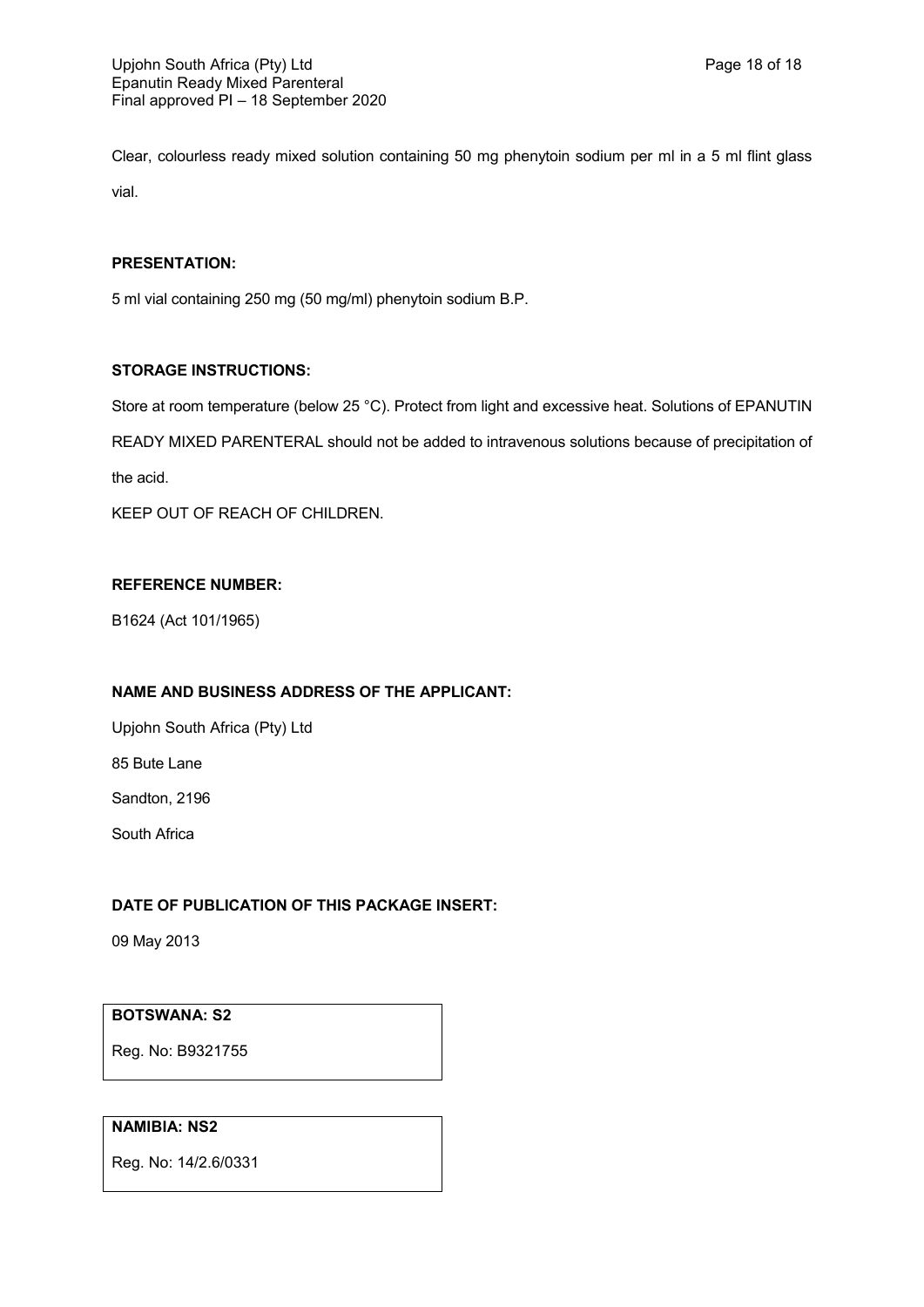Clear, colourless ready mixed solution containing 50 mg phenytoin sodium per ml in a 5 ml flint glass vial.

**PRESENTATION:**

5 ml vial containing 250 mg (50 mg/ml) phenytoin sodium B.P.

**STORAGE INSTRUCTIONS:**

Store at room temperature (below 25 °C). Protect from light and excessive heat. Solutions of EPANUTIN READY MIXED PARENTERAL should not be added to intravenous solutions because of precipitation of the acid.

KEEP OUT OF REACH OF CHILDREN.

**REFERENCE NUMBER:**

B1624 (Act 101/1965)

**NAME AND BUSINESS ADDRESS OF THE APPLICANT:**

Upjohn South Africa (Pty) Ltd

85 Bute Lane

Sandton, 2196

South Africa

**DATE OF PUBLICATION OF THIS PACKAGE INSERT:**

09 May 2013

**BOTSWANA: S2**

Reg. No: B9321755

**NAMIBIA: NS2**

Reg. No: 14/2.6/0331